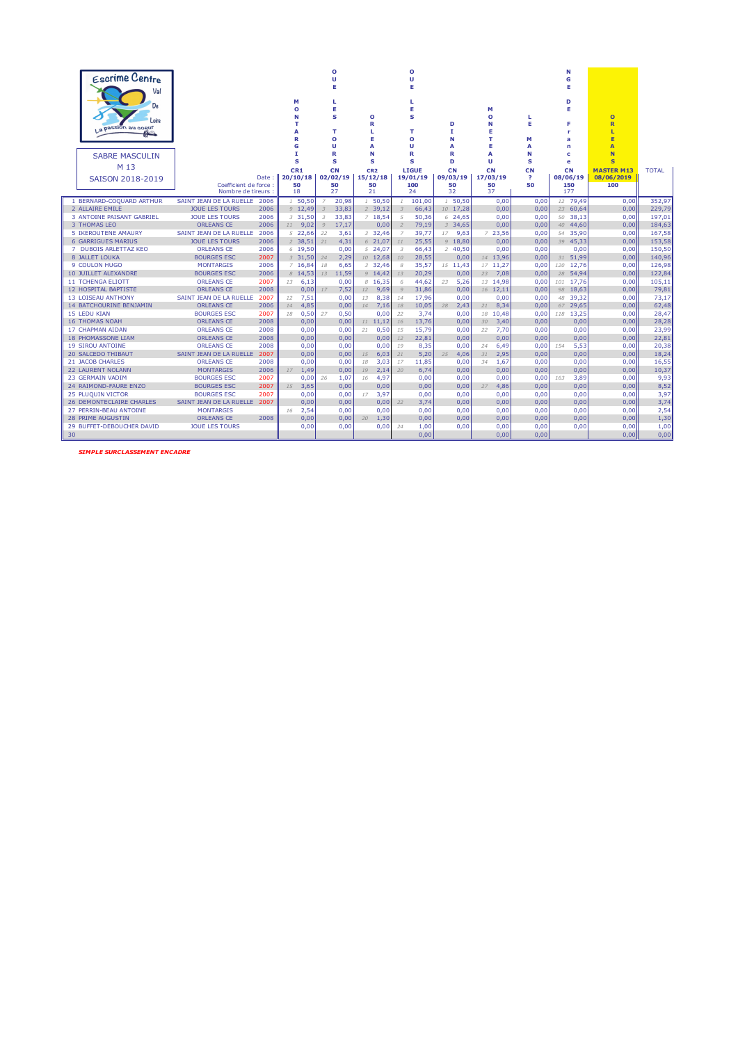**Escrime Centre Val de Loire** — La passion au coeur

# SABRE MASCULIN M 13

## SAISON 2018-2019

| | Club | Année | MONTARGIS | JOUE LES TOURS | ORLEANS | JOUE LES TOURS | DINARD | MONTEEAU | LE MANS | NGE DE France | ORLEANS | TOTAL |
|---|---|---|---|---|---|---|---|---|---|---|---|---|
| | | | CR1 | CN | CR2 | LIGUE | CN | CN | CN | CN | MASTER M13 | |
| | | Date : | 20/10/18 | 02/02/19 | 15/12/18 | 19/01/19 | 09/03/19 | 17/03/19 | ? | 08/06/19 | 08/06/2019 | |
| | | Coefficient de force : | 50 | 50 | 50 | 100 | 50 | 50 | 50 | 150 | 100 | |
| | | Nombre de tireurs : | 18 | 27 | 21 | 24 | 32 | 37 | | 177 | | |
| 1 BERNARD-COQUARD ARTHUR | SAINT JEAN DE LA RUELLE | 2006 | 1 50,50 | 7 20,98 | 1 50,50 | 1 101,00 | 1 50,50 | 0,00 | 0,00 | 12 79,49 | 0,00 | 352,97 |
| 2 ALLAIRE EMILE | JOUE LES TOURS | 2006 | 9 12,49 | 3 33,83 | 2 39,12 | 3 66,43 | 10 17,28 | 0,00 | 0,00 | 23 60,64 | 0,00 | 229,79 |
| 3 ANTOINE PAISANT GABRIEL | JOUE LES TOURS | 2006 | 3 31,50 | 3 33,83 | 7 18,54 | 5 50,36 | 6 24,65 | 0,00 | 0,00 | 50 38,13 | 0,00 | 197,01 |
| 4 THOMAS LEO | ORLEANS CE | 2006 | 11 9,02 | 9 17,17 | 0,00 | 2 79,19 | 3 34,65 | 0,00 | 0,00 | 40 44,60 | 0,00 | 184,63 |
| 5 IKEROUTENE AMAURY | SAINT JEAN DE LA RUELLE | 2006 | 5 22,66 | 22 3,61 | 3 32,46 | 7 39,77 | 17 9,63 | 7 23,56 | 0,00 | 54 35,90 | 0,00 | 167,58 |
| 6 GARRIGUES MARIUS | JOUE LES TOURS | 2006 | 2 38,51 | 21 4,31 | 6 21,07 | 11 25,55 | 9 18,80 | 0,00 | 0,00 | 39 45,33 | 0,00 | 153,58 |
| 7 DUBOIS ARLETTAZ KEO | ORLEANS CE | 2006 | 6 19,50 | 0,00 | 5 24,07 | 3 66,43 | 2 40,50 | 0,00 | 0,00 | 0,00 | 0,00 | 150,50 |
| 8 JALLET LOUKA | BOURGES ESC | 2007 | 3 31,50 | 24 2,29 | 10 12,68 | 10 28,55 | 0,00 | 14 13,96 | 0,00 | 31 51,99 | 0,00 | 140,96 |
| 9 COULON HUGO | MONTARGIS | 2006 | 7 16,84 | 18 6,65 | 3 32,46 | 8 35,57 | 15 11,43 | 17 11,27 | 0,00 | 120 12,76 | 0,00 | 126,98 |
| 10 JUILLET ALEXANDRE | BOURGES ESC | 2006 | 8 14,53 | 13 11,59 | 9 14,42 | 13 20,29 | 0,00 | 23 7,08 | 0,00 | 28 54,94 | 0,00 | 122,84 |
| 11 TCHENGA ELIOTT | ORLEANS CE | 2007 | 13 6,13 | 0,00 | 8 16,35 | 6 44,62 | 23 5,26 | 13 14,98 | 0,00 | 101 17,76 | 0,00 | 105,11 |
| 12 HOSPITAL BAPTISTE | ORLEANS CE | 2008 | 0,00 | 17 7,52 | 12 9,69 | 9 31,86 | 0,00 | 16 12,11 | 0,00 | 98 18,63 | 0,00 | 79,81 |
| 13 LOISEAU ANTHONY | SAINT JEAN DE LA RUELLE | 2007 | 12 7,51 | 0,00 | 13 8,38 | 14 17,96 | 0,00 | 0,00 | 0,00 | 48 39,32 | 0,00 | 73,17 |
| 14 BATCHOURINE BENJAMIN | ORLEANS CE | 2006 | 14 4,85 | 0,00 | 14 7,16 | 18 10,05 | 28 2,43 | 21 8,34 | 0,00 | 67 29,65 | 0,00 | 62,48 |
| 15 LEDU KIAN | BOURGES ESC | 2007 | 18 0,50 | 27 0,50 | 0,00 | 22 3,74 | 0,00 | 18 10,48 | 0,00 | 118 13,25 | 0,00 | 28,47 |
| 16 THOMAS NOAH | ORLEANS CE | 2008 | 0,00 | 0,00 | 11 11,12 | 16 13,76 | 0,00 | 30 3,40 | 0,00 | 0,00 | 0,00 | 28,28 |
| 17 CHAPMAN AIDAN | ORLEANS CE | 2008 | 0,00 | 0,00 | 21 0,50 | 15 15,79 | 0,00 | 22 7,70 | 0,00 | 0,00 | 0,00 | 23,99 |
| 18 PHOMASSONE LIAM | ORLEANS CE | 2008 | 0,00 | 0,00 | 0,00 | 12 22,81 | 0,00 | 0,00 | 0,00 | 0,00 | 0,00 | 22,81 |
| 19 SIROU ANTOINE | ORLEANS CE | 2008 | 0,00 | 0,00 | 0,00 | 19 8,35 | 0,00 | 24 6,49 | 0,00 | 154 5,53 | 0,00 | 20,38 |
| 20 SALCEDO THIBAUT | SAINT JEAN DE LA RUELLE | 2007 | 0,00 | 0,00 | 15 6,03 | 21 5,20 | 25 4,06 | 31 2,95 | 0,00 | 0,00 | 0,00 | 18,24 |
| 21 JACOB CHARLES | ORLEANS CE | 2008 | 0,00 | 0,00 | 18 3,03 | 17 11,85 | 0,00 | 34 1,67 | 0,00 | 0,00 | 0,00 | 16,55 |
| 22 LAURENT NOLANN | MONTARGIS | 2006 | 17 1,49 | 0,00 | 19 2,14 | 20 6,74 | 0,00 | 0,00 | 0,00 | 0,00 | 0,00 | 10,37 |
| 23 GERMAIN VADIM | BOURGES ESC | 2007 | 0,00 | 26 1,07 | 16 4,97 | 0,00 | 0,00 | 0,00 | 0,00 | 163 3,89 | 0,00 | 9,93 |
| 24 RAIMOND-FAURE ENZO | BOURGES ESC | 2007 | 15 3,65 | 0,00 | 0,00 | 0,00 | 0,00 | 27 4,86 | 0,00 | 0,00 | 0,00 | 8,52 |
| 25 PLUQUIN VICTOR | BOURGES ESC | 2007 | 0,00 | 0,00 | 17 3,97 | 0,00 | 0,00 | 0,00 | 0,00 | 0,00 | 0,00 | 3,97 |
| 26 DEMONTECLAIRE CHARLES | SAINT JEAN DE LA RUELLE | 2007 | 0,00 | 0,00 | 0,00 | 22 3,74 | 0,00 | 0,00 | 0,00 | 0,00 | 0,00 | 3,74 |
| 27 PERRIN-BEAU ANTOINE | MONTARGIS | | 16 2,54 | 0,00 | 0,00 | 0,00 | 0,00 | 0,00 | 0,00 | 0,00 | 0,00 | 2,54 |
| 28 PRIME AUGUSTIN | ORLEANS CE | 2008 | 0,00 | 0,00 | 20 1,30 | 0,00 | 0,00 | 0,00 | 0,00 | 0,00 | 0,00 | 1,30 |
| 29 BUFFET-DEBOUCHER DAVID | JOUE LES TOURS | | 0,00 | 0,00 | 0,00 | 24 1,00 | 0,00 | 0,00 | 0,00 | 0,00 | 0,00 | 1,00 |
| 30 | | | | | | 0,00 | | 0,00 | 0,00 | | 0,00 | 0,00 |

*SIMPLE SURCLASSEMENT ENCADRE*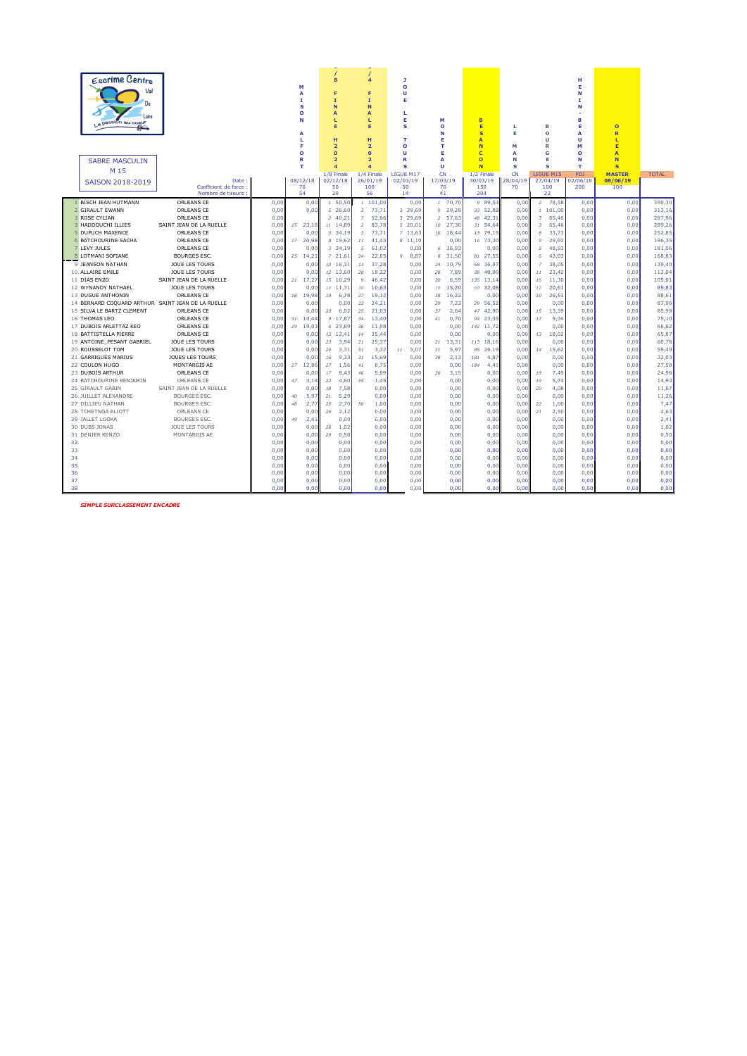# SABRE MASCULIN

## M 15

## SAISON 2018-2019

| | | | | MAISON ALFORT | FINALE H2024 | FINALE H2024 | JOUE LES TOURS | MONETEAU | BESANCON | LE MANS | BOURGES | HENIN-BEAUMONT | ORLEANS | |
|---|---|---|---|---|---|---|---|---|---|---|---|---|---|---|
| | | | | | 1/8 Finale | 1/4 Finale | LIGUE M17 | CN | 1/2 Finale | CN | LIGUE M15 | FDJ | MASTER | TOTAL |
| | | Date : | | 08/12/18 | 02/12/18 | 26/01/19 | 02/03/19 | 17/03/19 | 30/03/19 | 28/04/19 | 27/04/19 | 02/06/18 | 08/06/19 | |
| | | Coefficient de force : | | 70 | 50 | 100 | 50 | 70 | 150 | 70 | 100 | 200 | 100 | |
| | | Nombre de tireurs : | | 54 | 29 | 56 | 14 | 41 | 204 | | 22 | | | |
| 1 | BISCH JEAN HUTMANN | ORLEANS CE | 0,00 | 0,00 | 1 50,50 | 1 101,00 | 0,00 | 1 70,70 | 9 89,53 | 0,00 | 2 78,58 | 0,00 | 0,00 | 390,30 |
| 2 | GIRAULT EWANN | ORLEANS CE | 0,00 | 0,00 | 5 26,60 | 3 73,71 | 3 29,69 | 9 29,28 | 33 52,88 | 0,00 | 1 101,00 | 0,00 | 0,00 | 313,16 |
| 3 | ROSE CYLIAN | ORLEANS CE | 0,00 | 0,00 | 2 40,21 | 7 52,66 | 3 29,69 | 2 57,63 | 48 42,31 | 0,00 | 3 65,46 | 0,00 | 0,00 | 287,96 |
| 4 | HADDOUCHI ILLIES | SAINT JEAN DE LA RUELLE | 0,00 | 15 23,18 | 11 14,89 | 2 83,78 | 5 20,01 | 10 27,30 | 31 54,64 | 0,00 | 3 65,46 | 0,00 | 0,00 | 289,26 |
| 5 | DUPUCH MAXENCE | ORLEANS CE | 0,00 | 0,00 | 3 34,19 | 3 73,71 | 7 13,63 | 16 18,44 | 13 79,15 | 0,00 | 8 33,73 | 0,00 | 0,00 | 252,85 |
| 6 | BATCHOURINE SACHA | ORLEANS CE | 0,00 | 17 20,98 | 8 19,62 | 11 41,43 | 8 11,10 | 0,00 | 16 73,30 | 0,00 | 9 29,92 | 0,00 | 0,00 | 196,35 |
| 7 | LEVY JULES | ORLEANS CE | 0,00 | 0,00 | 3 34,19 | 5 61,02 | 0,00 | 6 36,93 | 0,00 | 0,00 | 5 48,93 | 0,00 | 0,00 | 181,06 |
| 8 | LOTMANI SOFIANE | BOURGES ESC. | 0,00 | 25 14,21 | 7 21,61 | 24 22,05 | 9 8,87 | 8 31,50 | 81 27,55 | 0,00 | 6 43,03 | 0,00 | 0,00 | 168,83 |
| 9 | JEANSON NATHAN | JOUE LES TOURS | 0,00 | 0,00 | 10 16,31 | 13 37,28 | 0,00 | 24 10,79 | 58 36,97 | 0,00 | 7 38,05 | 0,00 | 0,00 | 139,40 |
| 10 | ALLAIRE EMILE | JOUE LES TOURS | 0,00 | 0,00 | 12 13,60 | 28 18,22 | 0,00 | 28 7,89 | 38 48,90 | 0,00 | 11 23,42 | 0,00 | 0,00 | 112,04 |
| 11 | DIAS ENZO | SAINT JEAN DE LA RUELLE | 0,00 | 21 17,27 | 15 10,29 | 9 46,42 | 0,00 | 30 6,59 | 135 13,14 | 0,00 | 16 11,30 | 0,00 | 0,00 | 105,01 |
| 12 | WYNANDY NATHAEL | JOUE LES TOURS | 0,00 | 0,00 | 14 11,31 | 38 10,63 | 0,00 | 19 15,20 | 69 32,08 | 0,00 | 12 20,61 | 0,00 | 0,00 | 89,83 |
| 13 | DUGUE ANTHONIN | ORLEANS CE | 0,00 | 18 19,98 | 19 6,78 | 27 19,12 | 0,00 | 18 16,22 | 0,00 | 0,00 | 10 26,51 | 0,00 | 0,00 | 88,61 |
| 14 | BERNARD COQUARD ARTHUR | SAINT JEAN DE LA RUELLE | 0,00 | 0,00 | 0,00 | 22 24,21 | 0,00 | 29 7,23 | 29 56,52 | 0,00 | 0,00 | 0,00 | 0,00 | 87,96 |
| 15 | SILVA LE BARTZ CLEMENT | ORLEANS CE | 0,00 | 0,00 | 20 6,02 | 25 21,03 | 0,00 | 37 2,64 | 47 42,90 | 0,00 | 15 13,39 | 0,00 | 0,00 | 85,98 |
| 16 | THOMAS LEO | ORLEANS CE | 0,00 | 31 10,44 | 9 17,87 | 34 13,40 | 0,00 | 41 0,70 | 94 23,35 | 0,00 | 17 9,34 | 0,00 | 0,00 | 75,10 |
| 17 | DUBOIS ARLETTAZ KEO | ORLEANS CE | 0,00 | 19 19,03 | 6 23,89 | 36 11,98 | 0,00 | 0,00 | 142 11,72 | 0,00 | 0,00 | 0,00 | 0,00 | 66,62 |
| 18 | BATTISTELLA PIERRE | ORLEANS CE | 0,00 | 0,00 | 13 12,41 | 14 35,44 | 0,00 | 0,00 | 0,00 | 0,00 | 13 18,02 | 0,00 | 0,00 | 65,87 |
| 19 | ANTOINE_PESANT GABRIEL | JOUE LES TOURS | 0,00 | 0,00 | 23 3,94 | 21 25,37 | 0,00 | 21 13,31 | 113 18,16 | 0,00 | 0,00 | 0,00 | 0,00 | 60,78 |
| 20 | ROUSSELOT TOM | JOUE LES TOURS | 0,00 | 0,00 | 24 3,31 | 51 3,32 | 11 5,07 | 31 5,97 | 85 26,19 | 0,00 | 14 15,62 | 0,00 | 0,00 | 59,49 |
| 21 | GARRIGUES MARIUS | JOUES LES TOURS | 0,00 | 0,00 | 16 9,33 | 31 15,69 | 0,00 | 38 2,13 | 181 4,87 | 0,00 | 0,00 | 0,00 | 0,00 | 32,03 |
| 22 | COULON HUGO | MONTARGIS AE | 0,00 | 27 12,86 | 27 1,56 | 41 8,75 | 0,00 | 0,00 | 184 4,41 | 0,00 | 0,00 | 0,00 | 0,00 | 27,58 |
| 23 | DUBOIS ARTHUR | ORLEANS CE | 0,00 | 0,00 | 17 8,43 | 46 5,89 | 0,00 | 36 3,15 | 0,00 | 0,00 | 18 7,49 | 0,00 | 0,00 | 24,96 |
| 24 | BATCHOURINE BENJAMIN | ORLEANS CE | 0,00 | 47 3,14 | 22 4,60 | 55 1,45 | 0,00 | 0,00 | 0,00 | 0,00 | 19 5,74 | 0,00 | 0,00 | 14,93 |
| 25 | GIRAULT GABIN | SAINT JEAN DE LA RUELLE | 0,00 | 0,00 | 18 7,58 | 0,00 | 0,00 | 0,00 | 0,00 | 0,00 | 20 4,08 | 0,00 | 0,00 | 11,67 |
| 26 | JUILLET ALEXANDRE | BOURGES ESC. | 0,00 | 40 5,97 | 21 5,29 | 0,00 | 0,00 | 0,00 | 0,00 | 0,00 | 0,00 | 0,00 | 0,00 | 11,26 |
| 27 | DILLIEU NATHAN | BOURGES ESC. | 0,00 | 48 2,77 | 25 2,70 | 56 1,00 | 0,00 | 0,00 | 0,00 | 0,00 | 22 1,00 | 0,00 | 0,00 | 7,47 |
| 28 | TCHETNGA ELLOTT | ORLEANS CE | 0,00 | 0,00 | 26 2,12 | 0,00 | 0,00 | 0,00 | 0,00 | 0,00 | 21 2,50 | 0,00 | 0,00 | 4,63 |
| 29 | JALLET LOOKA | BOURGES ESC. | 0,00 | 49 2,41 | 0,00 | 0,00 | 0,00 | 0,00 | 0,00 | 0,00 | 0,00 | 0,00 | 0,00 | 2,41 |
| 30 | DUBS JONAS | JOUE LES TOURS | 0,00 | 0,00 | 28 1,02 | 0,00 | 0,00 | 0,00 | 0,00 | 0,00 | 0,00 | 0,00 | 0,00 | 1,02 |
| 31 | DENIER KENZO | MONTARGIS AE | 0,00 | 0,00 | 29 0,50 | 0,00 | 0,00 | 0,00 | 0,00 | 0,00 | 0,00 | 0,00 | 0,00 | 0,50 |
| 32 | | | 0,00 | 0,00 | 0,00 | 0,00 | 0,00 | 0,00 | 0,00 | 0,00 | 0,00 | 0,00 | 0,00 | 0,00 |
| 33 | | | 0,00 | 0,00 | 0,00 | 0,00 | 0,00 | 0,00 | 0,00 | 0,00 | 0,00 | 0,00 | 0,00 | 0,00 |
| 34 | | | 0,00 | 0,00 | 0,00 | 0,00 | 0,00 | 0,00 | 0,00 | 0,00 | 0,00 | 0,00 | 0,00 | 0,00 |
| 35 | | | 0,00 | 0,00 | 0,00 | 0,00 | 0,00 | 0,00 | 0,00 | 0,00 | 0,00 | 0,00 | 0,00 | 0,00 |
| 36 | | | 0,00 | 0,00 | 0,00 | 0,00 | 0,00 | 0,00 | 0,00 | 0,00 | 0,00 | 0,00 | 0,00 | 0,00 |
| 37 | | | 0,00 | 0,00 | 0,00 | 0,00 | 0,00 | 0,00 | 0,00 | 0,00 | 0,00 | 0,00 | 0,00 | 0,00 |
| 38 | | | 0,00 | 0,00 | 0,00 | 0,00 | 0,00 | 0,00 | 0,00 | 0,00 | 0,00 | 0,00 | 0,00 | 0,00 |

***SIMPLE SURCLASSEMENT ENCADRE***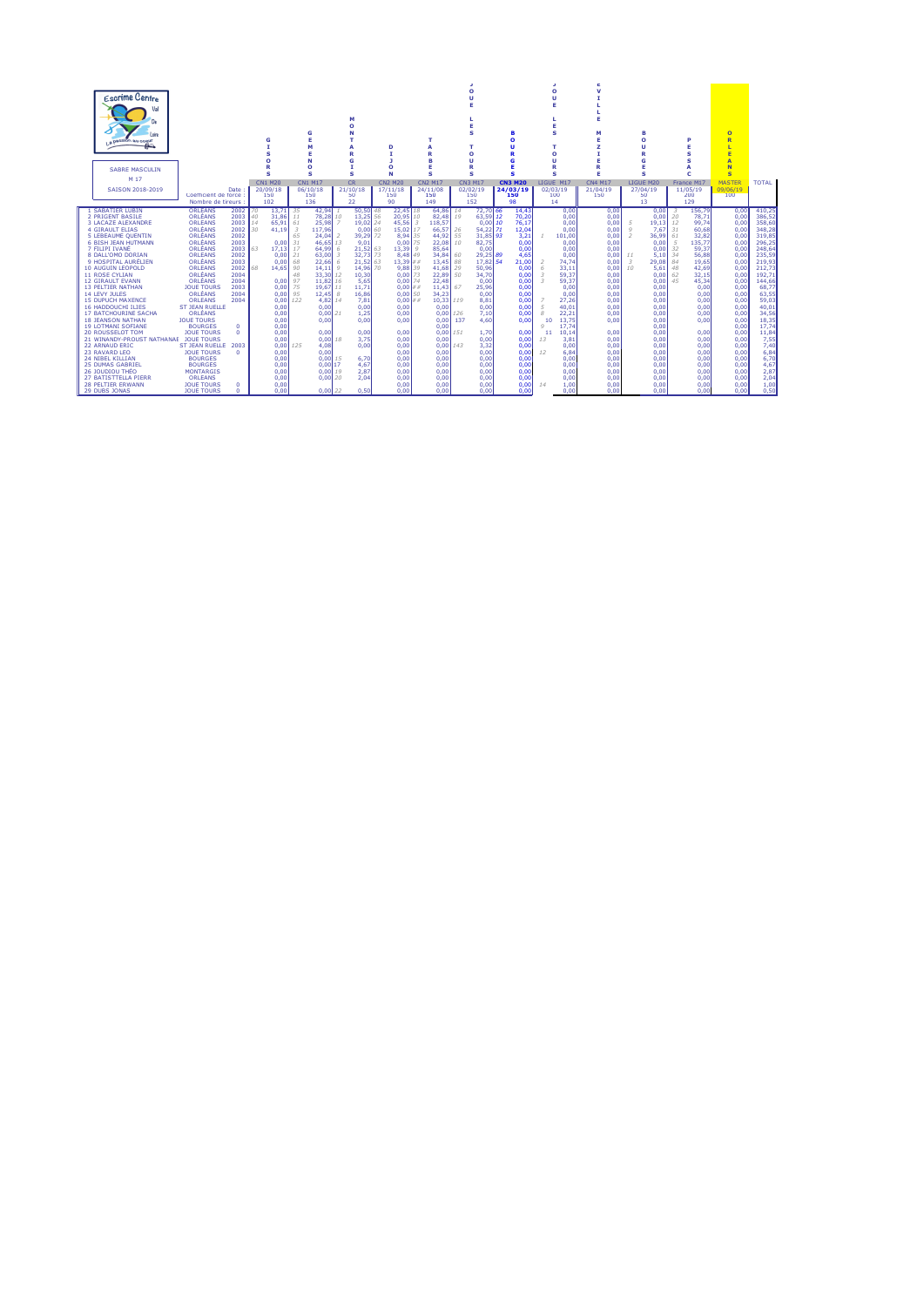**Escrime Centre Val de Loire** – La passion au cœur

## SABRE MASCULIN – M 17

**SAISON 2018-2019**

| | | | GISORS | | GEMENOS | | MONTARGIS | | DIJON | | TARBES | | JOUE LES TOURS | | BOURGES | | JOUE LES TOURS | | VILLE MEZIERE | | BOURGES | | PESSAC | | ORLEANS | | |
|---|---|---|---|---|---|---|---|---|---|---|---|---|---|---|---|---|---|---|---|---|---|---|---|---|---|---|---|
| | | | CN1 M20 | | CN1 M17 | | CR | | CN2 M20 | | CN2 M17 | | CN3 M17 | | **CN3 M20** | | LIGUE M17 | | CN4 M17 | | LIGUE M20 | | France M17 | | MASTER | | TOTAL |
| | | Date : | 20/09/18 | | 06/10/18 | | 21/10/18 | | 17/11/18 | | 24/11/08 | | 02/02/19 | | **24/03/19** | | 02/03/19 | | 21/04/19 | | 27/04/19 | | 11/05/19 | | 09/06/19 | | |
| | | Coefficient de force : | 150 | | 150 | | 50 | | 150 | | 150 | | 150 | | **150** | | 100 | | 150 | | 50 | | 200 | | 100 | | |
| | | Nombre de tireurs : | 102 | | 136 | | 22 | | 90 | | 149 | | 152 | | 98 | | 14 | | | | 13 | | 129 | | | | |
| 1 SABATIER LUBIN | ORLEANS | 2002 | 70 | 13,71 | 35 | 42,94 | 1 | 50,50 | 48 | 22,45 | 18 | 64,86 | 14 | 72,70 | 66 | 14,43 | | 0,00 | | 0,00 | | 0,00 | 3 | 156,79 | | 0,00 | 410,25 |
| 2 PRIGENT BASILE | ORLEANS | 2003 | 40 | 31,86 | 11 | 78,28 | 10 | 13,25 | 56 | 20,95 | 10 | 82,48 | 19 | 63,59 | 12 | 70,20 | | 0,00 | | 0,00 | | 0,00 | 20 | 78,71 | | 0,00 | 386,52 |
| 3 LACAZE ALEXANDRE | ORLEANS | 2003 | 14 | 65,91 | 61 | 25,98 | 7 | 19,02 | 24 | 45,56 | 3 | 118,57 | | 0,00 | 10 | 76,17 | | 0,00 | | 0,00 | 5 | 19,13 | 12 | 99,74 | | 0,00 | 358,60 |
| 4 GIRAULT ELIAS | ORLEANS | 2002 | 30 | 41,19 | 3 | 117,96 | | 0,00 | 60 | 15,02 | 17 | 66,57 | 26 | 54,22 | 71 | 12,04 | | 0,00 | | 0,00 | 9 | 7,67 | 31 | 60,68 | | 0,00 | 348,28 |
| 5 LEBEAUME QUENTIN | ORLEANS | 2002 | | | 65 | 24,04 | 2 | 39,29 | 72 | 8,94 | 35 | 44,92 | 55 | 31,85 | 93 | 3,21 | 1 | 101,00 | | 0,00 | 2 | 36,99 | 61 | 32,82 | | 0,00 | 319,85 |
| 6 BISH JEAN HUTMANN | ORLEANS | 2003 | | 0,00 | 31 | 46,65 | 13 | 9,01 | | 0,00 | 75 | 22,08 | 10 | 82,75 | | 0,00 | | 0,00 | | 0,00 | | 0,00 | 5 | 135,77 | | 0,00 | 296,25 |
| 7 FILIPI IVANE | ORLEANS | 2003 | 63 | 17,13 | 17 | 64,99 | 6 | 21,52 | 63 | 13,39 | 9 | 85,64 | | 0,00 | | 0,00 | | 0,00 | | 0,00 | | 0,00 | 32 | 59,37 | | 0,00 | 248,64 |
| 8 DALL'OMO DORIAN | ORLEANS | 2002 | | 0,00 | 21 | 63,00 | 3 | 32,73 | 73 | 8,48 | 49 | 34,84 | 60 | 29,25 | 89 | 4,65 | | 0,00 | | 0,00 | 11 | 5,10 | 34 | 56,88 | | 0,00 | 235,59 |
| 9 HOSPITAL AURELIEN | ORLEANS | 2003 | | 0,00 | 68 | 22,66 | 6 | 21,52 | 63 | 13,39 | ## | 13,45 | 88 | 17,82 | 54 | 21,00 | 2 | 74,74 | | 0,00 | 3 | 29,08 | 84 | 19,65 | | 0,00 | 219,93 |
| 10 AUGUIN LEOPOLD | ORLEANS | 2002 | 68 | 14,65 | 90 | 14,11 | 9 | 14,96 | 70 | 9,88 | 39 | 41,68 | 29 | 50,96 | | 0,00 | 6 | 33,11 | | 0,00 | 10 | 5,61 | 48 | 42,69 | | 0,00 | 212,73 |
| 11 ROSE CYLIAN | ORLEANS | 2004 | | | 48 | 33,30 | 12 | 10,30 | | 0,00 | 73 | 22,89 | 50 | 34,70 | | 0,00 | 3 | 59,37 | | 0,00 | | 0,00 | 62 | 32,15 | | 0,00 | 192,71 |
| 12 GIRAULT EVANN | ORLEANS | 2004 | | 0,00 | 97 | 11,82 | 16 | 5,65 | | 0,00 | 74 | 22,48 | | 0,00 | | 0,00 | 3 | 59,37 | | 0,00 | | 0,00 | 45 | 45,34 | | 0,00 | 144,66 |
| 13 PELTIER NATHAN | JOUE TOURS | 2003 | | 0,00 | 75 | 19,67 | 11 | 11,71 | | 0,00 | ## | 11,43 | 67 | 25,96 | | 0,00 | | 0,00 | | 0,00 | | 0,00 | | 0,00 | | 0,00 | 68,77 |
| 14 LEVY JULES | ORLEANS | 2004 | | 0,00 | 95 | 12,45 | 8 | 16,86 | | 0,00 | 50 | 34,23 | | 0,00 | | 0,00 | | 0,00 | | 0,00 | | 0,00 | | 0,00 | | 0,00 | 63,55 |
| 15 DUPUCH MAXENCE | ORLEANS | 2004 | | 0,00 | 122 | 4,82 | 14 | 7,81 | | 0,00 | ## | 10,33 | 119 | 8,81 | | 0,00 | 7 | 27,26 | | 0,00 | | 0,00 | | 0,00 | | 0,00 | 59,03 |
| 16 HADDOUCHI ILIES | ST JEAN RUELLE | | | 0,00 | | 0,00 | | 0,00 | | 0,00 | | 0,00 | | 0,00 | | 0,00 | 5 | 40,01 | | 0,00 | | 0,00 | | 0,00 | | 0,00 | 40,01 |
| 17 BATCHOURINE SACHA | ORLEANS | | | 0,00 | | 0,00 | 21 | 1,25 | | 0,00 | | 0,00 | 126 | 7,10 | | 0,00 | 8 | 22,21 | | 0,00 | | 0,00 | | 0,00 | | 0,00 | 34,56 |
| 18 JEANSON NATHAN | JOUE TOURS | | | 0,00 | | 0,00 | | | | 0,00 | | 0,00 | 137 | 4,60 | | 0,00 | 10 | 13,75 | | 0,00 | | 0,00 | | 0,00 | | 0,00 | 18,35 |
| 19 LOTMANI SOFIANE | BOURGES | 0 | | 0,00 | | | | | | 0,00 | | 0,00 | | | | | 9 | 17,74 | | | | 0,00 | | | | 0,00 | 17,74 |
| 20 ROUSSELOT TOM | JOUE TOURS | 0 | | 0,00 | | 0,00 | | 0,00 | | 0,00 | | 0,00 | 151 | 1,70 | | 0,00 | 11 | 10,14 | | 0,00 | | 0,00 | | 0,00 | | 0,00 | 11,84 |
| 21 WINANDY-PROUST NATHANAE | JOUE TOURS | | | 0,00 | | 0,00 | 18 | 3,75 | | 0,00 | | 0,00 | | 0,00 | | 0,00 | 13 | 3,81 | | 0,00 | | 0,00 | | 0,00 | | 0,00 | 7,55 |
| 22 ARNAUD ERIC | ST JEAN RUELLE | 2003 | | 0,00 | 125 | 4,08 | | 0,00 | | 0,00 | | 0,00 | 143 | 3,32 | | 0,00 | | 0,00 | | 0,00 | | 0,00 | | 0,00 | | 0,00 | 7,40 |
| 23 RAVARD LEO | JOUE TOURS | 0 | | 0,00 | | 0,00 | | | | 0,00 | | 0,00 | | 0,00 | | 0,00 | 12 | 6,84 | | 0,00 | | 0,00 | | 0,00 | | 0,00 | 6,84 |
| 24 NIBEL KILLIAN | BOURGES | | | 0,00 | | 0,00 | 15 | 6,70 | | 0,00 | | 0,00 | | 0,00 | | 0,00 | | 0,00 | | 0,00 | | 0,00 | | 0,00 | | 0,00 | 6,70 |
| 25 DUMAS GABRIEL | BOURGES | | | 0,00 | | 0,00 | 17 | 4,67 | | 0,00 | | 0,00 | | 0,00 | | 0,00 | | 0,00 | | 0,00 | | 0,00 | | 0,00 | | 0,00 | 4,67 |
| 26 JOUDIOU THÉO | MONTARGIS | | | 0,00 | | 0,00 | 19 | 2,87 | | 0,00 | | 0,00 | | 0,00 | | 0,00 | | 0,00 | | 0,00 | | 0,00 | | 0,00 | | 0,00 | 2,87 |
| 27 BATISTTELLA PIERR | ORLEANS | | | 0,00 | | 0,00 | 20 | 2,04 | | 0,00 | | 0,00 | | 0,00 | | 0,00 | | 0,00 | | 0,00 | | 0,00 | | 0,00 | | 0,00 | 2,04 |
| 28 PELTIER ERWANN | JOUE TOURS | 0 | | 0,00 | | | | | | 0,00 | | 0,00 | | 0,00 | | 0,00 | 14 | 1,00 | | 0,00 | | 0,00 | | 0,00 | | 0,00 | 1,00 |
| 29 DUBS JONAS | JOUE TOURS | 0 | | 0,00 | | 0,00 | 22 | 0,50 | | 0,00 | | 0,00 | | 0,00 | | 0,00 | | 0,00 | | 0,00 | | 0,00 | | 0,00 | | 0,00 | 0,50 |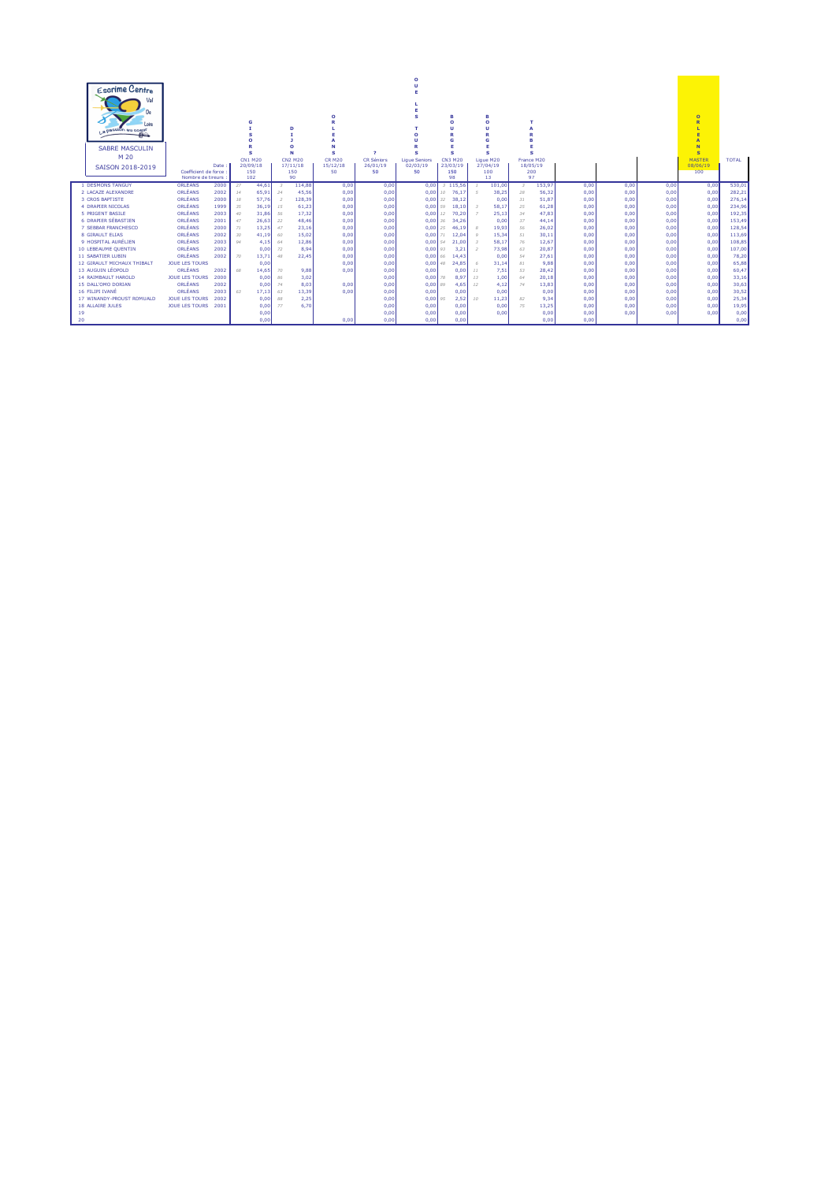# Escrime Centre Val de Loire

La passion au cœur

## SABRE MASCULIN

M 20

SAISON 2018-2019

| N° | Nom | Club | Année | GISORS | | DIJON | | ORLEANS | ? | JOUE LES TOURS | BOURGES | | BOURGES | | TARBES | | | | | ORLEANS | TOTAL |
|---|---|---|---|---|---|---|---|---|---|---|---|---|---|---|---|---|---|---|---|---|---|
| | | | | CN1 M20 | | CN2 M20 | | CR M20 | CR Séniors | Ligue Seniors | CN3 M20 | | Ligue M20 | | France M20 | | | | | MASTER | TOTAL |
| | | | Date : | 20/09/18 | | 17/11/18 | | 15/12/18 | 26/01/19 | 02/03/19 | 23/03/19 | | 27/04/19 | | 18/05/19 | | | | | 08/06/19 | |
| | | | Coefficient de force : | 150 | | 150 | | 50 | 50 | 50 | 150 | | 100 | | 200 | | | | | 100 | |
| | | | Nombre de tireurs : | 102 | | 90 | | | | | 98 | | 13 | | 97 | | | | | | |
| 1 | DESMONS TANGUY | ORLÉANS | 2000 | 27 | 44,61 | 3 | 114,88 | 0,00 | 0,00 | 0,00 | 3 | 115,56 | 1 | 101,00 | 3 | 153,97 | 0,00 | 0,00 | 0,00 | 0,00 | 530,01 |
| 2 | LACAZE ALEXANDRE | ORLÉANS | 2002 | 14 | 65,91 | 24 | 45,56 | 0,00 | 0,00 | 0,00 | 10 | 76,17 | 5 | 38,25 | 28 | 56,32 | 0,00 | 0,00 | 0,00 | 0,00 | 282,21 |
| 3 | CROS BAPTISTE | ORLÉANS | 2000 | 18 | 57,76 | 2 | 128,39 | 0,00 | 0,00 | 0,00 | 32 | 38,12 | | 0,00 | 31 | 51,87 | 0,00 | 0,00 | 0,00 | 0,00 | 276,14 |
| 4 | DRAPIER NICOLAS | ORLÉANS | 1999 | 35 | 36,19 | 15 | 61,23 | 0,00 | 0,00 | 0,00 | 59 | 18,10 | 3 | 58,17 | 25 | 61,28 | 0,00 | 0,00 | 0,00 | 0,00 | 234,96 |
| 5 | PRIGENT BASILE | ORLÉANS | 2003 | 40 | 31,86 | 56 | 17,32 | 0,00 | 0,00 | 0,00 | 12 | 70,20 | 7 | 25,13 | 34 | 47,83 | 0,00 | 0,00 | 0,00 | 0,00 | 192,35 |
| 6 | DRAPIER SÉBASTIEN | ORLÉANS | 2001 | 47 | 26,63 | 22 | 48,46 | 0,00 | 0,00 | 0,00 | 36 | 34,26 | | 0,00 | 37 | 44,14 | 0,00 | 0,00 | 0,00 | 0,00 | 153,49 |
| 7 | SEBBAR FRANCHESCO | ORLÉANS | 2000 | 71 | 13,25 | 47 | 23,16 | 0,00 | 0,00 | 0,00 | 25 | 46,19 | 8 | 19,93 | 56 | 26,02 | 0,00 | 0,00 | 0,00 | 0,00 | 128,54 |
| 8 | GIRAULT ELIAS | ORLÉANS | 2002 | 30 | 41,19 | 60 | 15,02 | 0,00 | 0,00 | 0,00 | 71 | 12,04 | 9 | 15,34 | 51 | 30,11 | 0,00 | 0,00 | 0,00 | 0,00 | 113,69 |
| 9 | HOSPITAL AURÉLIEN | ORLÉANS | 2003 | 94 | 4,15 | 64 | 12,86 | 0,00 | 0,00 | 0,00 | 54 | 21,00 | 3 | 58,17 | 76 | 12,67 | 0,00 | 0,00 | 0,00 | 0,00 | 108,85 |
| 10 | LEBEAUME QUENTIN | ORLÉANS | 2002 | | 0,00 | 72 | 8,94 | 0,00 | 0,00 | 0,00 | 93 | 3,21 | 2 | 73,98 | 63 | 20,87 | 0,00 | 0,00 | 0,00 | 0,00 | 107,00 |
| 11 | SABATIER LUBIN | ORLÉANS | 2002 | 70 | 13,71 | 48 | 22,45 | 0,00 | 0,00 | 0,00 | 66 | 14,43 | | 0,00 | 54 | 27,61 | 0,00 | 0,00 | 0,00 | 0,00 | 78,20 |
| 12 | GIRAULT MICHAUX THIBALT | JOUE LES TOURS | | | 0,00 | | | 0,00 | 0,00 | 0,00 | 48 | 24,85 | 6 | 31,14 | 81 | 9,88 | 0,00 | 0,00 | 0,00 | 0,00 | 65,88 |
| 13 | AUGUIN LÉOPOLD | ORLÉANS | 2002 | 88 | 14,65 | 70 | 9,88 | 0,00 | 0,00 | 0,00 | | 0,00 | 11 | 7,51 | 53 | 28,42 | 0,00 | 0,00 | 0,00 | 0,00 | 60,47 |
| 14 | RAIMBAULT HAROLD | JOUE LES TOURS | 2000 | | 0,00 | 86 | 3,02 | | 0,00 | 0,00 | 78 | 8,97 | 13 | 1,00 | 64 | 20,18 | 0,00 | 0,00 | 0,00 | 0,00 | 33,16 |
| 15 | DALL'OMO DORIAN | ORLÉANS | 2002 | | 0,00 | 74 | 8,03 | 0,00 | 0,00 | 0,00 | 89 | 4,65 | 12 | 4,12 | 74 | 13,83 | 0,00 | 0,00 | 0,00 | 0,00 | 30,63 |
| 16 | FILIPI IVANÉ | ORLÉANS | 2003 | 63 | 17,13 | 63 | 13,39 | 0,00 | 0,00 | 0,00 | | 0,00 | | 0,00 | | 0,00 | 0,00 | 0,00 | 0,00 | 0,00 | 30,52 |
| 17 | WINANDY-PROUST ROMUALD | JOUE LES TOURS | 2002 | | 0,00 | 88 | 2,25 | | 0,00 | 0,00 | 95 | 2,52 | 10 | 11,23 | 82 | 9,34 | 0,00 | 0,00 | 0,00 | 0,00 | 25,34 |
| 18 | ALLAIRE JULES | JOUE LES TOURS | 2001 | | 0,00 | 77 | 6,70 | | 0,00 | 0,00 | | 0,00 | | 0,00 | 75 | 13,25 | 0,00 | 0,00 | 0,00 | 0,00 | 19,95 |
| 19 | | | | | 0,00 | | | | 0,00 | 0,00 | | 0,00 | | 0,00 | | 0,00 | 0,00 | 0,00 | 0,00 | 0,00 | 0,00 |
| 20 | | | | | 0,00 | | | 0,00 | 0,00 | 0,00 | | 0,00 | | | | 0,00 | 0,00 | | | | 0,00 |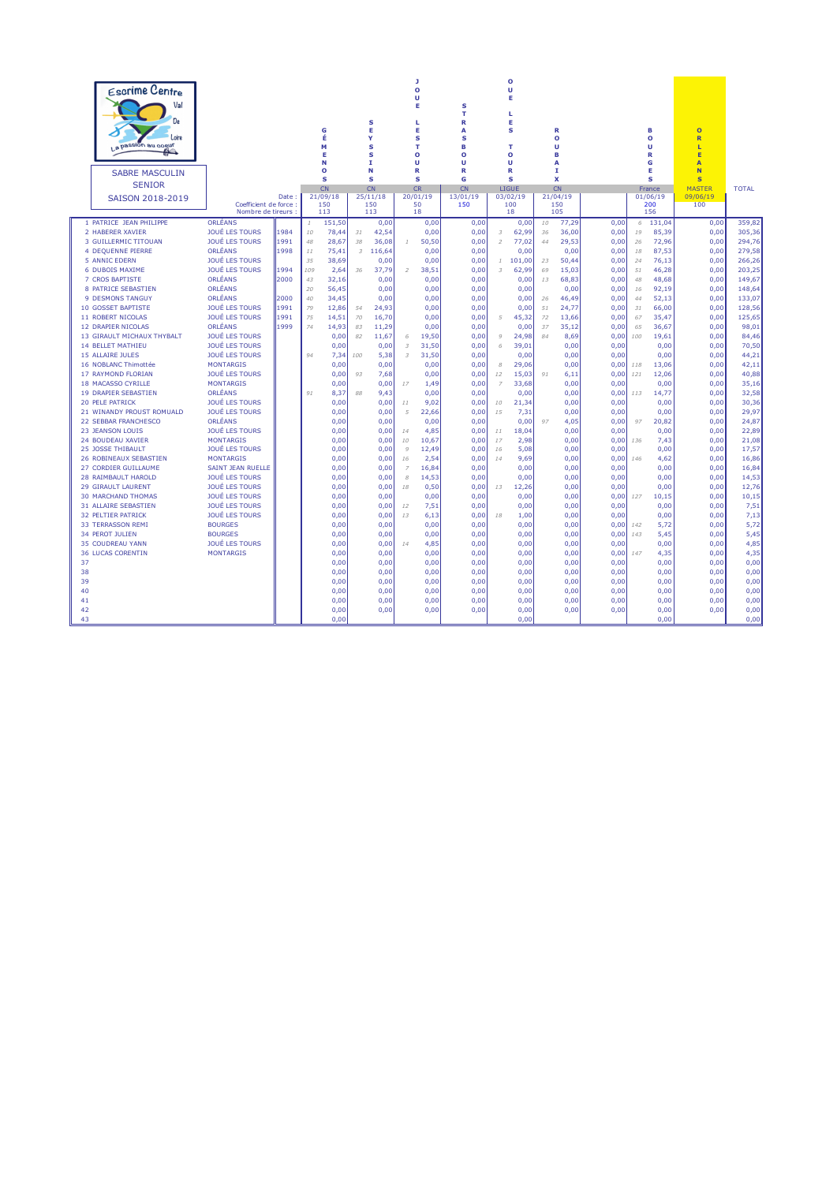**Escrime Centre Val de Loire**

*La passion au coeur*

## SABRE MASCULIN SENIOR

### SAISON 2018-2019

| Rang | Nom | Club | Année | GÉMENOS | | SEYSSINS | | JOUÉ LES TOURS | | STRASBOURG | JOUÉ LES TOURS | | ROUBAIX | | | BOURGES | | ORLÉANS | TOTAL |
|---|---|---|---|---|---|---|---|---|---|---|---|---|---|---|---|---|---|---|---|
| | | | | CN | | CN | | CR | | CN | LIGUE | | CN | | | France | | MASTER | TOTAL |
| | | | Date : | 21/09/18 | | 25/11/18 | | 20/01/19 | | 13/01/19 | 03/02/19 | | 21/04/19 | | | 01/06/19 | | 09/06/19 | |
| | | | Coefficient de force : | 150 | | 150 | | 50 | | 150 | 100 | | 150 | | | 200 | | 100 | |
| | | | Nombre de tireurs : | 113 | | 113 | | 18 | | | 18 | | 105 | | | 156 | | | |
| 1 | PATRICE JEAN PHILIPPE | ORLÉANS | | 1 | 151,50 | | 0,00 | | 0,00 | 0,00 | | 0,00 | 10 | 77,29 | 0,00 | 6 | 131,04 | 0,00 | 359,82 |
| 2 | HABERER XAVIER | JOUÉ LES TOURS | 1984 | 10 | 78,44 | 31 | 42,54 | | 0,00 | 0,00 | 3 | 62,99 | 36 | 36,00 | 0,00 | 19 | 85,39 | 0,00 | 305,36 |
| 3 | GUILLERMIC TITOUAN | JOUÉ LES TOURS | 1991 | 48 | 28,67 | 38 | 36,08 | 1 | 50,50 | 0,00 | 2 | 77,02 | 44 | 29,53 | 0,00 | 26 | 72,96 | 0,00 | 294,76 |
| 4 | DEQUENNE PIERRE | ORLÉANS | 1998 | 11 | 75,41 | 3 | 116,64 | | 0,00 | 0,00 | | 0,00 | | 0,00 | 0,00 | 18 | 87,53 | 0,00 | 279,58 |
| 5 | ANNIC EDERN | JOUÉ LES TOURS | | 35 | 38,69 | | 0,00 | | 0,00 | 0,00 | 1 | 101,00 | 23 | 50,44 | 0,00 | 24 | 76,13 | 0,00 | 266,26 |
| 6 | DUBOIS MAXIME | JOUÉ LES TOURS | 1994 | 109 | 2,64 | 36 | 37,79 | 2 | 38,51 | 0,00 | 3 | 62,99 | 69 | 15,03 | 0,00 | 51 | 46,28 | 0,00 | 203,25 |
| 7 | CROS BAPTISTE | ORLÉANS | 2000 | 43 | 32,16 | | 0,00 | | 0,00 | 0,00 | | 0,00 | 13 | 68,83 | 0,00 | 48 | 48,68 | 0,00 | 149,67 |
| 8 | PATRICE SEBASTIEN | ORLÉANS | | 20 | 56,45 | | 0,00 | | 0,00 | 0,00 | | 0,00 | | 0,00 | 0,00 | 16 | 92,19 | 0,00 | 148,64 |
| 9 | DESMONS TANGUY | ORLÉANS | 2000 | 40 | 34,45 | | 0,00 | | 0,00 | 0,00 | | 0,00 | 26 | 46,49 | 0,00 | 44 | 52,13 | 0,00 | 133,07 |
| 10 | GOSSET BAPTISTE | JOUÉ LES TOURS | 1991 | 79 | 12,86 | 54 | 24,93 | | 0,00 | 0,00 | | 0,00 | 51 | 24,77 | 0,00 | 31 | 66,00 | 0,00 | 128,56 |
| 11 | ROBERT NICOLAS | JOUÉ LES TOURS | 1991 | 75 | 14,51 | 70 | 16,70 | | 0,00 | 0,00 | 5 | 45,32 | 72 | 13,66 | 0,00 | 67 | 35,47 | 0,00 | 125,65 |
| 12 | DRAPIER NICOLAS | ORLÉANS | 1999 | 74 | 14,93 | 83 | 11,29 | | 0,00 | 0,00 | | 0,00 | 37 | 35,12 | 0,00 | 65 | 36,67 | 0,00 | 98,01 |
| 13 | GIRAULT MICHAUX THYBALT | JOUÉ LES TOURS | | | 0,00 | 82 | 11,67 | 6 | 19,50 | 0,00 | 9 | 24,98 | 84 | 8,69 | 0,00 | 100 | 19,61 | 0,00 | 84,46 |
| 14 | BELLET MATHIEU | JOUÉ LES TOURS | | | 0,00 | | 0,00 | 3 | 31,50 | 0,00 | 6 | 39,01 | | 0,00 | 0,00 | | 0,00 | 0,00 | 70,50 |
| 15 | ALLAIRE JULES | JOUÉ LES TOURS | | 94 | 7,34 | 100 | 5,38 | 3 | 31,50 | 0,00 | | 0,00 | | 0,00 | 0,00 | | 0,00 | 0,00 | 44,21 |
| 16 | NOBLANC Thimottée | MONTARGIS | | | 0,00 | | 0,00 | | 0,00 | 0,00 | 8 | 29,06 | | 0,00 | 0,00 | 118 | 13,06 | 0,00 | 42,11 |
| 17 | RAYMOND FLORIAN | JOUÉ LES TOURS | | | 0,00 | 93 | 7,68 | | 0,00 | 0,00 | 12 | 15,03 | 91 | 6,11 | 0,00 | 121 | 12,06 | 0,00 | 40,88 |
| 18 | MACASSO CYRILLE | MONTARGIS | | | 0,00 | | 0,00 | 17 | 1,49 | 0,00 | 7 | 33,68 | | 0,00 | 0,00 | | 0,00 | 0,00 | 35,16 |
| 19 | DRAPIER SEBASTIEN | ORLÉANS | | 91 | 8,37 | 88 | 9,43 | | 0,00 | 0,00 | | 0,00 | | 0,00 | 0,00 | 113 | 14,77 | 0,00 | 32,58 |
| 20 | PELE PATRICK | JOUÉ LES TOURS | | | 0,00 | | 0,00 | 11 | 9,02 | 0,00 | 10 | 21,34 | | 0,00 | 0,00 | | 0,00 | 0,00 | 30,36 |
| 21 | WINANDY PROUST ROMUALD | JOUÉ LES TOURS | | | 0,00 | | 0,00 | 5 | 22,66 | 0,00 | 15 | 7,31 | | 0,00 | 0,00 | | 0,00 | 0,00 | 29,97 |
| 22 | SEBBAR FRANCHESCO | ORLÉANS | | | 0,00 | | 0,00 | | 0,00 | 0,00 | | 0,00 | 97 | 4,05 | 0,00 | 97 | 20,82 | 0,00 | 24,87 |
| 23 | JEANSON LOUIS | JOUÉ LES TOURS | | | 0,00 | | 0,00 | 14 | 4,85 | 0,00 | 11 | 18,04 | | 0,00 | 0,00 | | 0,00 | 0,00 | 22,89 |
| 24 | BOUDEAU XAVIER | MONTARGIS | | | 0,00 | | 0,00 | 10 | 10,67 | 0,00 | 17 | 2,98 | | 0,00 | 0,00 | 136 | 7,43 | 0,00 | 21,08 |
| 25 | JOSSE THIBAULT | JOUÉ LES TOURS | | | 0,00 | | 0,00 | 9 | 12,49 | 0,00 | 16 | 5,08 | | 0,00 | 0,00 | | 0,00 | 0,00 | 17,57 |
| 26 | ROBINEAUX SEBASTIEN | MONTARGIS | | | 0,00 | | 0,00 | 16 | 2,54 | 0,00 | 14 | 9,69 | | 0,00 | 0,00 | 146 | 4,62 | 0,00 | 16,86 |
| 27 | CORDIER GUILLAUME | SAINT JEAN RUELLE | | | 0,00 | | 0,00 | 7 | 16,84 | 0,00 | | 0,00 | | 0,00 | 0,00 | | 0,00 | 0,00 | 16,84 |
| 28 | RAIMBAULT HAROLD | JOUÉ LES TOURS | | | 0,00 | | 0,00 | 8 | 14,53 | 0,00 | | 0,00 | | 0,00 | 0,00 | | 0,00 | 0,00 | 14,53 |
| 29 | GIRAULT LAURENT | JOUÉ LES TOURS | | | 0,00 | | 0,00 | 18 | 0,50 | 0,00 | 13 | 12,26 | | 0,00 | 0,00 | | 0,00 | 0,00 | 12,76 |
| 30 | MARCHAND THOMAS | JOUÉ LES TOURS | | | 0,00 | | 0,00 | | 0,00 | 0,00 | | 0,00 | | 0,00 | 0,00 | 127 | 10,15 | 0,00 | 10,15 |
| 31 | ALLAIRE SEBASTIEN | JOUÉ LES TOURS | | | 0,00 | | 0,00 | 12 | 7,51 | 0,00 | | 0,00 | | 0,00 | 0,00 | | 0,00 | 0,00 | 7,51 |
| 32 | PELTIER PATRICK | JOUÉ LES TOURS | | | 0,00 | | 0,00 | 13 | 6,13 | 0,00 | 18 | 1,00 | | 0,00 | 0,00 | | 0,00 | 0,00 | 7,13 |
| 33 | TERRASSON REMI | BOURGES | | | 0,00 | | 0,00 | | 0,00 | 0,00 | | 0,00 | | 0,00 | 0,00 | 142 | 5,72 | 0,00 | 5,72 |
| 34 | PEROT JULIEN | BOURGES | | | 0,00 | | 0,00 | | 0,00 | 0,00 | | 0,00 | | 0,00 | 0,00 | 143 | 5,45 | 0,00 | 5,45 |
| 35 | COUDREAU YANN | JOUÉ LES TOURS | | | 0,00 | | 0,00 | 14 | 4,85 | 0,00 | | 0,00 | | 0,00 | 0,00 | | 0,00 | 0,00 | 4,85 |
| 36 | LUCAS CORENTIN | MONTARGIS | | | 0,00 | | 0,00 | | 0,00 | 0,00 | | 0,00 | | 0,00 | 0,00 | 147 | 4,35 | 0,00 | 4,35 |
| 37 | | | | | 0,00 | | 0,00 | | 0,00 | 0,00 | | 0,00 | | 0,00 | 0,00 | | 0,00 | 0,00 | 0,00 |
| 38 | | | | | 0,00 | | 0,00 | | 0,00 | 0,00 | | 0,00 | | 0,00 | 0,00 | | 0,00 | 0,00 | 0,00 |
| 39 | | | | | 0,00 | | 0,00 | | 0,00 | 0,00 | | 0,00 | | 0,00 | 0,00 | | 0,00 | 0,00 | 0,00 |
| 40 | | | | | 0,00 | | 0,00 | | 0,00 | 0,00 | | 0,00 | | 0,00 | 0,00 | | 0,00 | 0,00 | 0,00 |
| 41 | | | | | 0,00 | | 0,00 | | 0,00 | 0,00 | | 0,00 | | 0,00 | 0,00 | | 0,00 | 0,00 | 0,00 |
| 42 | | | | | 0,00 | | 0,00 | | 0,00 | 0,00 | | 0,00 | | 0,00 | 0,00 | | 0,00 | 0,00 | 0,00 |
| 43 | | | | | 0,00 | | | | | | | 0,00 | | | | | 0,00 | | 0,00 |